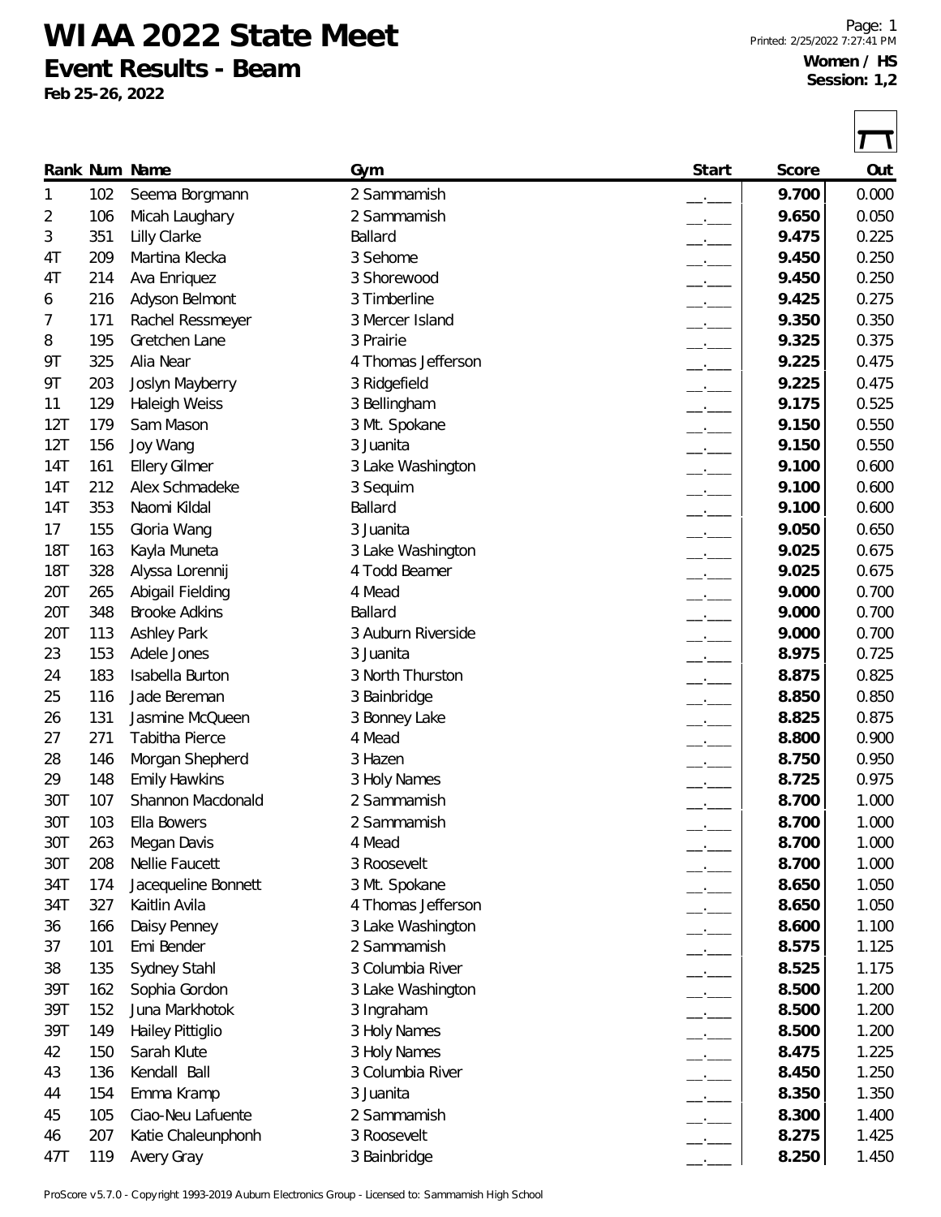# WIAA 2022 State Meet

## Event Results - Beam

**Feb 25-26, 2022**

Printed: 2/25/2022 7:27:41 PM

**Women / HS**
**Session: 1,2**

| Rank | Num | Name | Gym | Start | Score | Out |
|---|---|---|---|---|---|---|
| 1 | 102 | Seema Borgmann | 2 Sammamish | __.___ | **9.700** | 0.000 |
| 2 | 106 | Micah Laughary | 2 Sammamish | __.___ | **9.650** | 0.050 |
| 3 | 351 | Lilly Clarke | Ballard | __.___ | **9.475** | 0.225 |
| 4T | 209 | Martina Klecka | 3 Sehome | __.___ | **9.450** | 0.250 |
| 4T | 214 | Ava Enriquez | 3 Shorewood | __.___ | **9.450** | 0.250 |
| 6 | 216 | Adyson Belmont | 3 Timberline | __.___ | **9.425** | 0.275 |
| 7 | 171 | Rachel Ressmeyer | 3 Mercer Island | __.___ | **9.350** | 0.350 |
| 8 | 195 | Gretchen Lane | 3 Prairie | __.___ | **9.325** | 0.375 |
| 9T | 325 | Alia Near | 4 Thomas Jefferson | __.___ | **9.225** | 0.475 |
| 9T | 203 | Joslyn Mayberry | 3 Ridgefield | __.___ | **9.225** | 0.475 |
| 11 | 129 | Haleigh Weiss | 3 Bellingham | __.___ | **9.175** | 0.525 |
| 12T | 179 | Sam Mason | 3 Mt. Spokane | __.___ | **9.150** | 0.550 |
| 12T | 156 | Joy Wang | 3 Juanita | __.___ | **9.150** | 0.550 |
| 14T | 161 | Ellery Gilmer | 3 Lake Washington | __.___ | **9.100** | 0.600 |
| 14T | 212 | Alex Schmadeke | 3 Sequim | __.___ | **9.100** | 0.600 |
| 14T | 353 | Naomi Kildal | Ballard | __.___ | **9.100** | 0.600 |
| 17 | 155 | Gloria Wang | 3 Juanita | __.___ | **9.050** | 0.650 |
| 18T | 163 | Kayla Muneta | 3 Lake Washington | __.___ | **9.025** | 0.675 |
| 18T | 328 | Alyssa Lorennij | 4 Todd Beamer | __.___ | **9.025** | 0.675 |
| 20T | 265 | Abigail Fielding | 4 Mead | __.___ | **9.000** | 0.700 |
| 20T | 348 | Brooke Adkins | Ballard | __.___ | **9.000** | 0.700 |
| 20T | 113 | Ashley Park | 3 Auburn Riverside | __.___ | **9.000** | 0.700 |
| 23 | 153 | Adele Jones | 3 Juanita | __.___ | **8.975** | 0.725 |
| 24 | 183 | Isabella Burton | 3 North Thurston | __.___ | **8.875** | 0.825 |
| 25 | 116 | Jade Bereman | 3 Bainbridge | __.___ | **8.850** | 0.850 |
| 26 | 131 | Jasmine McQueen | 3 Bonney Lake | __.___ | **8.825** | 0.875 |
| 27 | 271 | Tabitha Pierce | 4 Mead | __.___ | **8.800** | 0.900 |
| 28 | 146 | Morgan Shepherd | 3 Hazen | __.___ | **8.750** | 0.950 |
| 29 | 148 | Emily Hawkins | 3 Holy Names | __.___ | **8.725** | 0.975 |
| 30T | 107 | Shannon Macdonald | 2 Sammamish | __.___ | **8.700** | 1.000 |
| 30T | 103 | Ella Bowers | 2 Sammamish | __.___ | **8.700** | 1.000 |
| 30T | 263 | Megan Davis | 4 Mead | __.___ | **8.700** | 1.000 |
| 30T | 208 | Nellie Faucett | 3 Roosevelt | __.___ | **8.700** | 1.000 |
| 34T | 174 | Jacequeline Bonnett | 3 Mt. Spokane | __.___ | **8.650** | 1.050 |
| 34T | 327 | Kaitlin Avila | 4 Thomas Jefferson | __.___ | **8.650** | 1.050 |
| 36 | 166 | Daisy Penney | 3 Lake Washington | __.___ | **8.600** | 1.100 |
| 37 | 101 | Emi Bender | 2 Sammamish | __.___ | **8.575** | 1.125 |
| 38 | 135 | Sydney Stahl | 3 Columbia River | __.___ | **8.525** | 1.175 |
| 39T | 162 | Sophia Gordon | 3 Lake Washington | __.___ | **8.500** | 1.200 |
| 39T | 152 | Juna Markhotok | 3 Ingraham | __.___ | **8.500** | 1.200 |
| 39T | 149 | Hailey Pittiglio | 3 Holy Names | __.___ | **8.500** | 1.200 |
| 42 | 150 | Sarah Klute | 3 Holy Names | __.___ | **8.475** | 1.225 |
| 43 | 136 | Kendall Ball | 3 Columbia River | __.___ | **8.450** | 1.250 |
| 44 | 154 | Emma Kramp | 3 Juanita | __.___ | **8.350** | 1.350 |
| 45 | 105 | Ciao-Neu Lafuente | 2 Sammamish | __.___ | **8.300** | 1.400 |
| 46 | 207 | Katie Chaleunphonh | 3 Roosevelt | __.___ | **8.275** | 1.425 |
| 47T | 119 | Avery Gray | 3 Bainbridge | __.___ | **8.250** | 1.450 |

ProScore v5.7.0 - Copyright 1993-2019 Auburn Electronics Group - Licensed to: Sammamish High School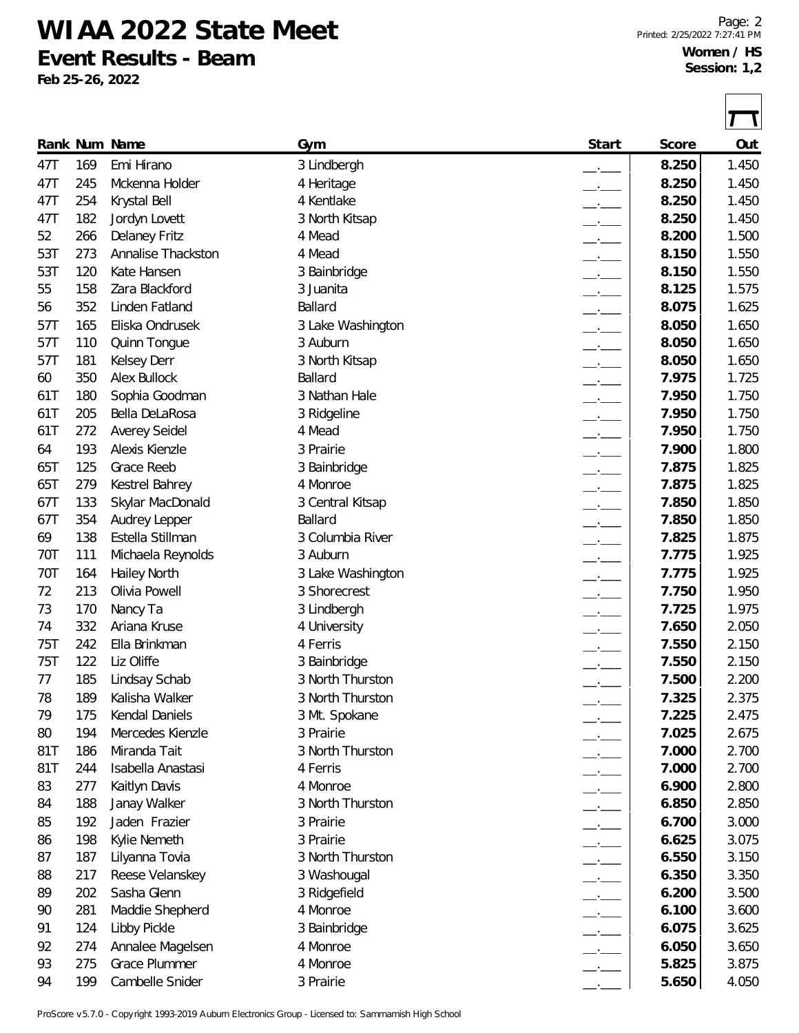# WIAA 2022 State Meet

**Event Results - Beam**

**Feb 25-26, 2022**

**Women / HS**
**Session: 1,2**

| Rank | Num | Name | Gym | Start | Score | Out |
|---|---|---|---|---|---|---|
| 47T | 169 | Emi Hirano | 3 Lindbergh | __.___ | **8.250** | 1.450 |
| 47T | 245 | Mckenna Holder | 4 Heritage | __.___ | **8.250** | 1.450 |
| 47T | 254 | Krystal Bell | 4 Kentlake | __.___ | **8.250** | 1.450 |
| 47T | 182 | Jordyn Lovett | 3 North Kitsap | __.___ | **8.250** | 1.450 |
| 52 | 266 | Delaney Fritz | 4 Mead | __.___ | **8.200** | 1.500 |
| 53T | 273 | Annalise Thackston | 4 Mead | __.___ | **8.150** | 1.550 |
| 53T | 120 | Kate Hansen | 3 Bainbridge | __.___ | **8.150** | 1.550 |
| 55 | 158 | Zara Blackford | 3 Juanita | __.___ | **8.125** | 1.575 |
| 56 | 352 | Linden Fatland | Ballard | __.___ | **8.075** | 1.625 |
| 57T | 165 | Eliska Ondrusek | 3 Lake Washington | __.___ | **8.050** | 1.650 |
| 57T | 110 | Quinn Tongue | 3 Auburn | __.___ | **8.050** | 1.650 |
| 57T | 181 | Kelsey Derr | 3 North Kitsap | __.___ | **8.050** | 1.650 |
| 60 | 350 | Alex Bullock | Ballard | __.___ | **7.975** | 1.725 |
| 61T | 180 | Sophia Goodman | 3 Nathan Hale | __.___ | **7.950** | 1.750 |
| 61T | 205 | Bella DeLaRosa | 3 Ridgeline | __.___ | **7.950** | 1.750 |
| 61T | 272 | Averey Seidel | 4 Mead | __.___ | **7.950** | 1.750 |
| 64 | 193 | Alexis Kienzle | 3 Prairie | __.___ | **7.900** | 1.800 |
| 65T | 125 | Grace Reeb | 3 Bainbridge | __.___ | **7.875** | 1.825 |
| 65T | 279 | Kestrel Bahrey | 4 Monroe | __.___ | **7.875** | 1.825 |
| 67T | 133 | Skylar MacDonald | 3 Central Kitsap | __.___ | **7.850** | 1.850 |
| 67T | 354 | Audrey Lepper | Ballard | __.___ | **7.850** | 1.850 |
| 69 | 138 | Estella Stillman | 3 Columbia River | __.___ | **7.825** | 1.875 |
| 70T | 111 | Michaela Reynolds | 3 Auburn | __.___ | **7.775** | 1.925 |
| 70T | 164 | Hailey North | 3 Lake Washington | __.___ | **7.775** | 1.925 |
| 72 | 213 | Olivia Powell | 3 Shorecrest | __.___ | **7.750** | 1.950 |
| 73 | 170 | Nancy Ta | 3 Lindbergh | __.___ | **7.725** | 1.975 |
| 74 | 332 | Ariana Kruse | 4 University | __.___ | **7.650** | 2.050 |
| 75T | 242 | Ella Brinkman | 4 Ferris | __.___ | **7.550** | 2.150 |
| 75T | 122 | Liz Oliffe | 3 Bainbridge | __.___ | **7.550** | 2.150 |
| 77 | 185 | Lindsay Schab | 3 North Thurston | __.___ | **7.500** | 2.200 |
| 78 | 189 | Kalisha Walker | 3 North Thurston | __.___ | **7.325** | 2.375 |
| 79 | 175 | Kendal Daniels | 3 Mt. Spokane | __.___ | **7.225** | 2.475 |
| 80 | 194 | Mercedes Kienzle | 3 Prairie | __.___ | **7.025** | 2.675 |
| 81T | 186 | Miranda Tait | 3 North Thurston | __.___ | **7.000** | 2.700 |
| 81T | 244 | Isabella Anastasi | 4 Ferris | __.___ | **7.000** | 2.700 |
| 83 | 277 | Kaitlyn Davis | 4 Monroe | __.___ | **6.900** | 2.800 |
| 84 | 188 | Janay Walker | 3 North Thurston | __.___ | **6.850** | 2.850 |
| 85 | 192 | Jaden Frazier | 3 Prairie | __.___ | **6.700** | 3.000 |
| 86 | 198 | Kylie Nemeth | 3 Prairie | __.___ | **6.625** | 3.075 |
| 87 | 187 | Lilyanna Tovia | 3 North Thurston | __.___ | **6.550** | 3.150 |
| 88 | 217 | Reese Velanskey | 3 Washougal | __.___ | **6.350** | 3.350 |
| 89 | 202 | Sasha Glenn | 3 Ridgefield | __.___ | **6.200** | 3.500 |
| 90 | 281 | Maddie Shepherd | 4 Monroe | __.___ | **6.100** | 3.600 |
| 91 | 124 | Libby Pickle | 3 Bainbridge | __.___ | **6.075** | 3.625 |
| 92 | 274 | Annalee Magelsen | 4 Monroe | __.___ | **6.050** | 3.650 |
| 93 | 275 | Grace Plummer | 4 Monroe | __.___ | **5.825** | 3.875 |
| 94 | 199 | Cambelle Snider | 3 Prairie | __.___ | **5.650** | 4.050 |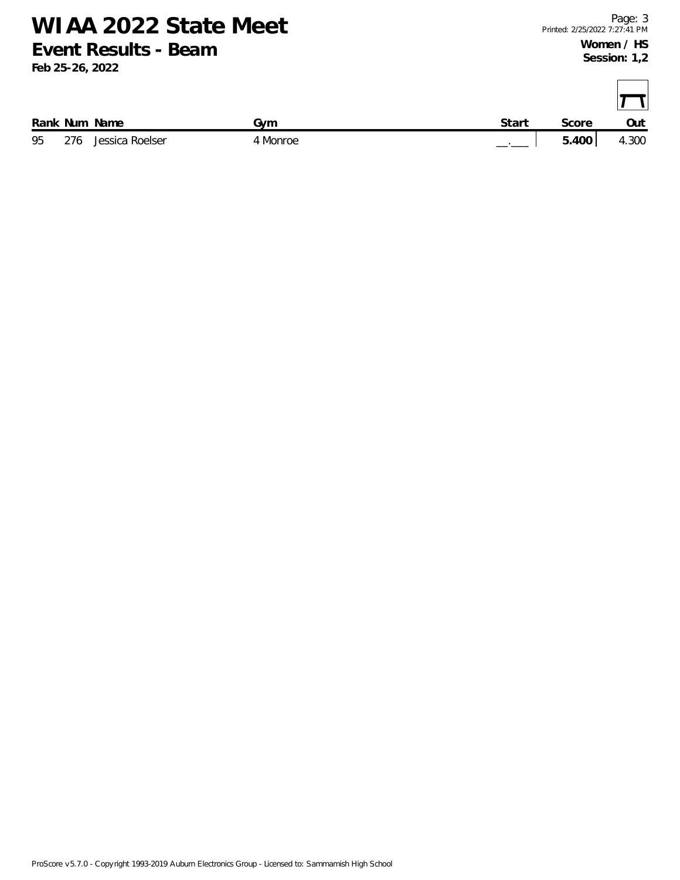# WIAA 2022 State Meet

## Event Results - Beam

**Feb 25-26, 2022**

Printed: 2/25/2022 7:27:41 PM

**Women / HS**
**Session: 1,2**

| Rank | Num | Name | Gym | Start | Score | Out |
|---|---|---|---|---|---|---|
| 95 | 276 | Jessica Roelser | 4 Monroe | __.___ | **5.400** | 4.300 |

ProScore v5.7.0 - Copyright 1993-2019 Auburn Electronics Group - Licensed to: Sammamish High School